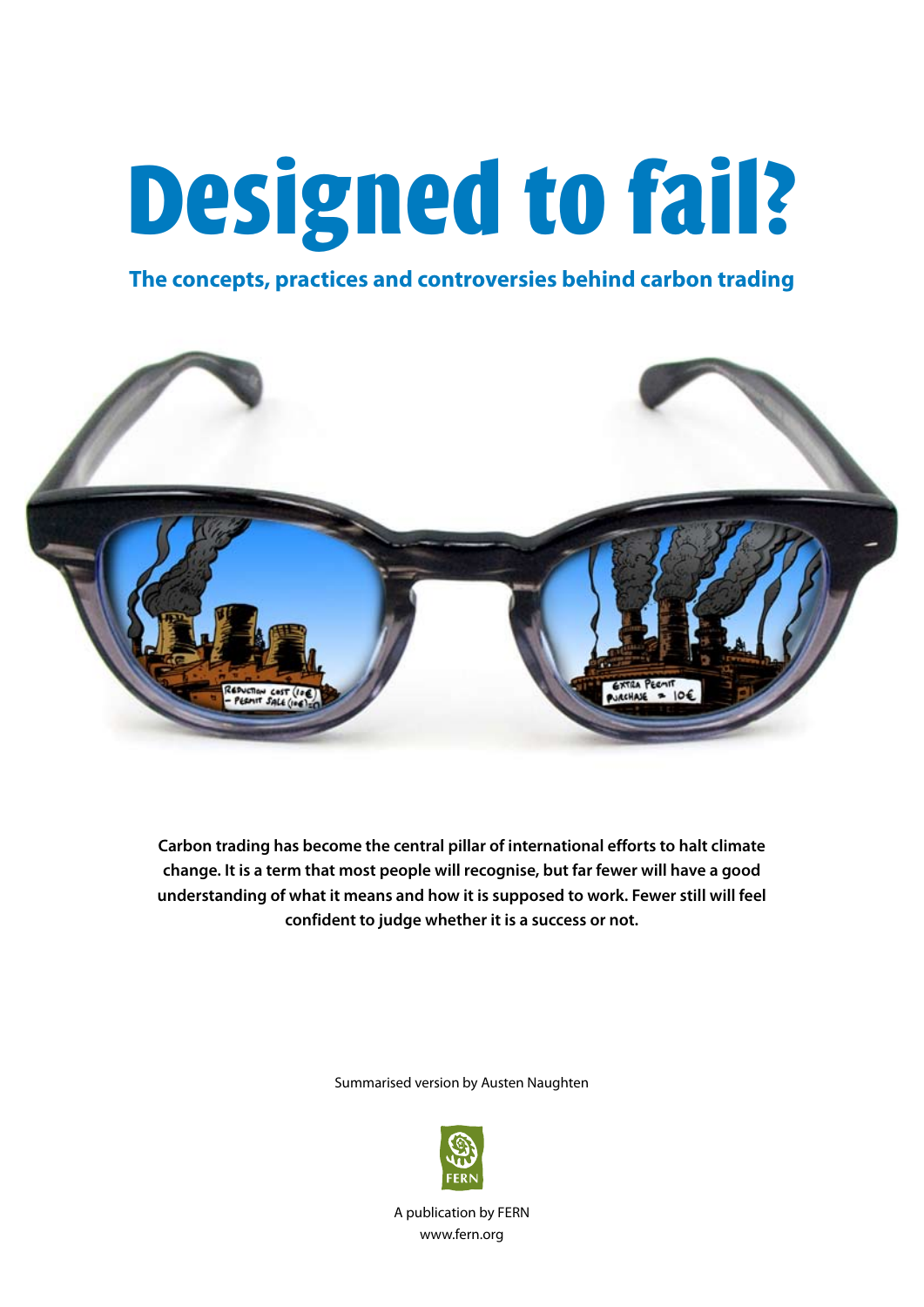# Designed to fail?

## The concepts, practices and controversies behind carbon trading

**Carbon trading has become the central pillar of international efforts to halt climate change. It is a term that most people will recognise, but far fewer will have a good understanding of what it means and how it is supposed to work. Fewer still will feel confident to judge whether it is a success or not.**

Summarised version by Austen Naughten

A publication by FERN
www.fern.org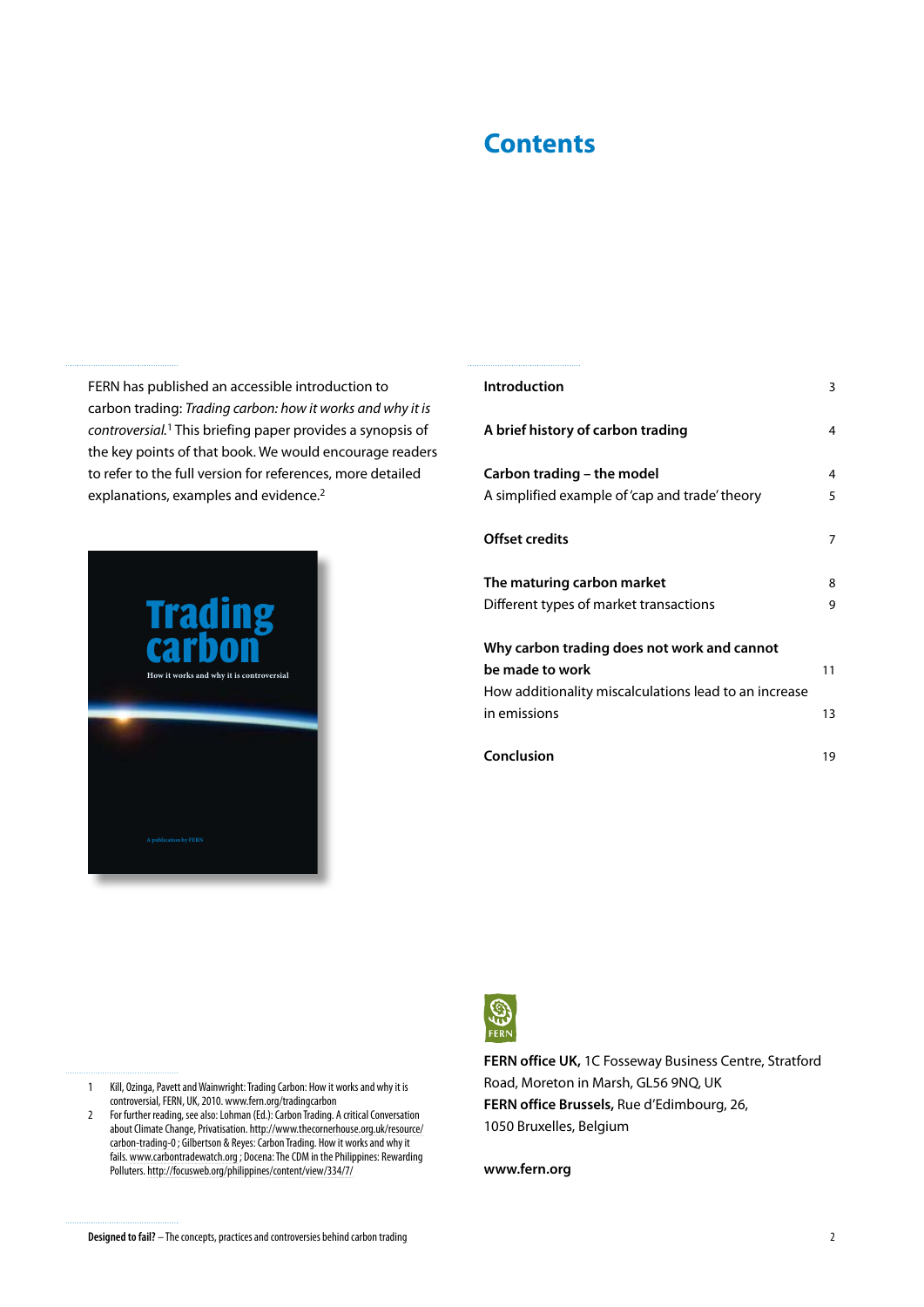# Contents

| | |
|---|---|
| **Introduction** | 3 |
| **A brief history of carbon trading** | 4 |
| **Carbon trading – the model** | 4 |
| A simplified example of 'cap and trade' theory | 5 |
| **Offset credits** | 7 |
| **The maturing carbon market** | 8 |
| Different types of market transactions | 9 |
| **Why carbon trading does not work and cannot be made to work** | 11 |
| How additionality miscalculations lead to an increase in emissions | 13 |
| **Conclusion** | 19 |

FERN has published an accessible introduction to carbon trading: *Trading carbon: how it works and why it is controversial.*[1] This briefing paper provides a synopsis of the key points of that book. We would encourage readers to refer to the full version for references, more detailed explanations, examples and evidence.[2]

**FERN office UK,** 1C Fosseway Business Centre, Stratford Road, Moreton in Marsh, GL56 9NQ, UK

**FERN office Brussels,** Rue d'Edimbourg, 26, 1050 Bruxelles, Belgium

**www.fern.org**

1 Kill, Ozinga, Pavett and Wainwright: Trading Carbon: How it works and why it is controversial, FERN, UK, 2010. www.fern.org/tradingcarbon

2 For further reading, see also: Lohman (Ed.): Carbon Trading. A critical Conversation about Climate Change, Privatisation. http://www.thecornerhouse.org.uk/resource/carbon-trading-0 ; Gilbertson & Reyes: Carbon Trading. How it works and why it fails. www.carbontradewatch.org ; Docena: The CDM in the Philippines: Rewarding Polluters. http://focusweb.org/philippines/content/view/334/7/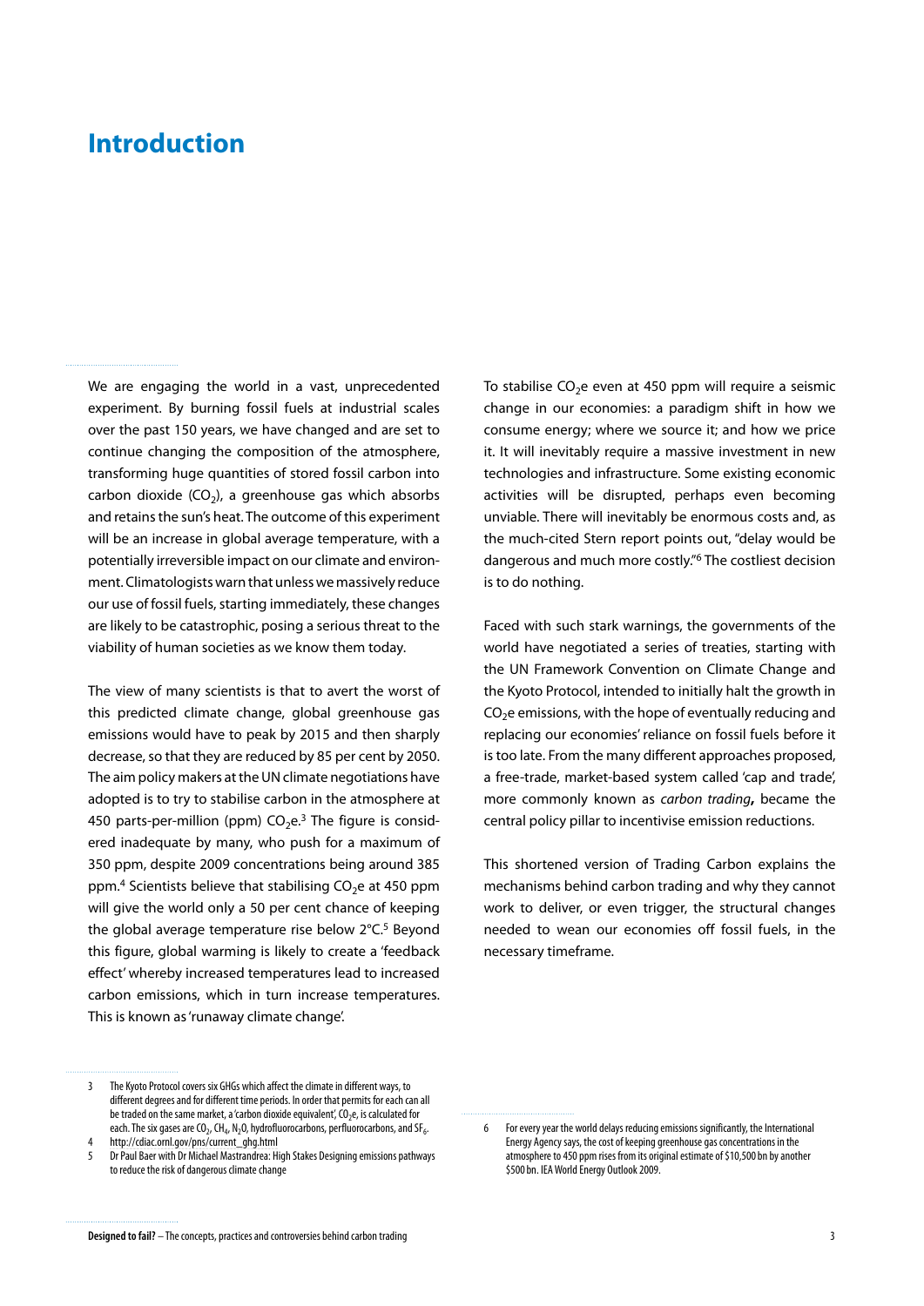# Introduction

We are engaging the world in a vast, unprecedented experiment. By burning fossil fuels at industrial scales over the past 150 years, we have changed and are set to continue changing the composition of the atmosphere, transforming huge quantities of stored fossil carbon into carbon dioxide ($CO_2$), a greenhouse gas which absorbs and retains the sun's heat. The outcome of this experiment will be an increase in global average temperature, with a potentially irreversible impact on our climate and environment. Climatologists warn that unless we massively reduce our use of fossil fuels, starting immediately, these changes are likely to be catastrophic, posing a serious threat to the viability of human societies as we know them today.

The view of many scientists is that to avert the worst of this predicted climate change, global greenhouse gas emissions would have to peak by 2015 and then sharply decrease, so that they are reduced by 85 per cent by 2050. The aim policy makers at the UN climate negotiations have adopted is to try to stabilise carbon in the atmosphere at 450 parts-per-million (ppm) $CO_2$e.[3] The figure is considered inadequate by many, who push for a maximum of 350 ppm, despite 2009 concentrations being around 385 ppm.[4] Scientists believe that stabilising $CO_2$e at 450 ppm will give the world only a 50 per cent chance of keeping the global average temperature rise below 2°C.[5] Beyond this figure, global warming is likely to create a 'feedback effect' whereby increased temperatures lead to increased carbon emissions, which in turn increase temperatures. This is known as 'runaway climate change'.

To stabilise $CO_2$e even at 450 ppm will require a seismic change in our economies: a paradigm shift in how we consume energy; where we source it; and how we price it. It will inevitably require a massive investment in new technologies and infrastructure. Some existing economic activities will be disrupted, perhaps even becoming unviable. There will inevitably be enormous costs and, as the much-cited Stern report points out, "delay would be dangerous and much more costly."[6] The costliest decision is to do nothing.

Faced with such stark warnings, the governments of the world have negotiated a series of treaties, starting with the UN Framework Convention on Climate Change and the Kyoto Protocol, intended to initially halt the growth in $CO_2$e emissions, with the hope of eventually reducing and replacing our economies' reliance on fossil fuels before it is too late. From the many different approaches proposed, a free-trade, market-based system called 'cap and trade', more commonly known as *carbon trading*, became the central policy pillar to incentivise emission reductions.

This shortened version of Trading Carbon explains the mechanisms behind carbon trading and why they cannot work to deliver, or even trigger, the structural changes needed to wean our economies off fossil fuels, in the necessary timeframe.

---

3 The Kyoto Protocol covers six GHGs which affect the climate in different ways, to different degrees and for different time periods. In order that permits for each can all be traded on the same market, a 'carbon dioxide equivalent', $CO_2$e, is calculated for each. The six gases are $CO_2$, $CH_4$, $N_2O$, hydrofluorocarbons, perfluorocarbons, and $SF_6$.

4 http://cdiac.ornl.gov/pns/current_ghg.html

5 Dr Paul Baer with Dr Michael Mastrandrea: High Stakes Designing emissions pathways to reduce the risk of dangerous climate change

6 For every year the world delays reducing emissions significantly, the International Energy Agency says, the cost of keeping greenhouse gas concentrations in the atmosphere to 450 ppm rises from its original estimate of $10,500 bn by another $500 bn. IEA World Energy Outlook 2009.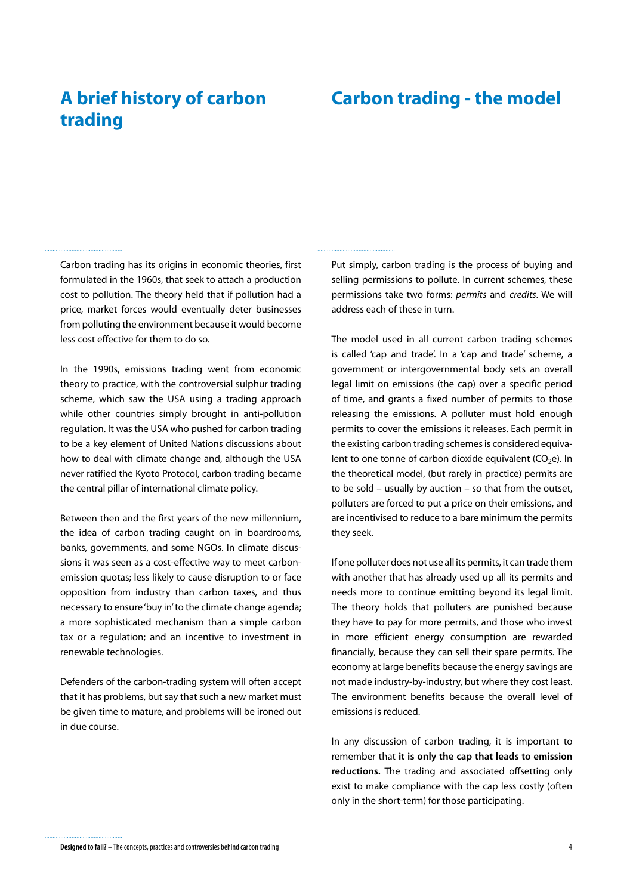## A brief history of carbon trading

Carbon trading has its origins in economic theories, first formulated in the 1960s, that seek to attach a production cost to pollution. The theory held that if pollution had a price, market forces would eventually deter businesses from polluting the environment because it would become less cost effective for them to do so.

In the 1990s, emissions trading went from economic theory to practice, with the controversial sulphur trading scheme, which saw the USA using a trading approach while other countries simply brought in anti-pollution regulation. It was the USA who pushed for carbon trading to be a key element of United Nations discussions about how to deal with climate change and, although the USA never ratified the Kyoto Protocol, carbon trading became the central pillar of international climate policy.

Between then and the first years of the new millennium, the idea of carbon trading caught on in boardrooms, banks, governments, and some NGOs. In climate discussions it was seen as a cost-effective way to meet carbon-emission quotas; less likely to cause disruption to or face opposition from industry than carbon taxes, and thus necessary to ensure 'buy in' to the climate change agenda; a more sophisticated mechanism than a simple carbon tax or a regulation; and an incentive to investment in renewable technologies.

Defenders of the carbon-trading system will often accept that it has problems, but say that such a new market must be given time to mature, and problems will be ironed out in due course.

## Carbon trading - the model

Put simply, carbon trading is the process of buying and selling permissions to pollute. In current schemes, these permissions take two forms: *permits* and *credits*. We will address each of these in turn.

The model used in all current carbon trading schemes is called 'cap and trade'. In a 'cap and trade' scheme, a government or intergovernmental body sets an overall legal limit on emissions (the cap) over a specific period of time, and grants a fixed number of permits to those releasing the emissions. A polluter must hold enough permits to cover the emissions it releases. Each permit in the existing carbon trading schemes is considered equivalent to one tonne of carbon dioxide equivalent ($CO_2e$). In the theoretical model, (but rarely in practice) permits are to be sold – usually by auction – so that from the outset, polluters are forced to put a price on their emissions, and are incentivised to reduce to a bare minimum the permits they seek.

If one polluter does not use all its permits, it can trade them with another that has already used up all its permits and needs more to continue emitting beyond its legal limit. The theory holds that polluters are punished because they have to pay for more permits, and those who invest in more efficient energy consumption are rewarded financially, because they can sell their spare permits. The economy at large benefits because the energy savings are not made industry-by-industry, but where they cost least. The environment benefits because the overall level of emissions is reduced.

In any discussion of carbon trading, it is important to remember that **it is only the cap that leads to emission reductions.** The trading and associated offsetting only exist to make compliance with the cap less costly (often only in the short-term) for those participating.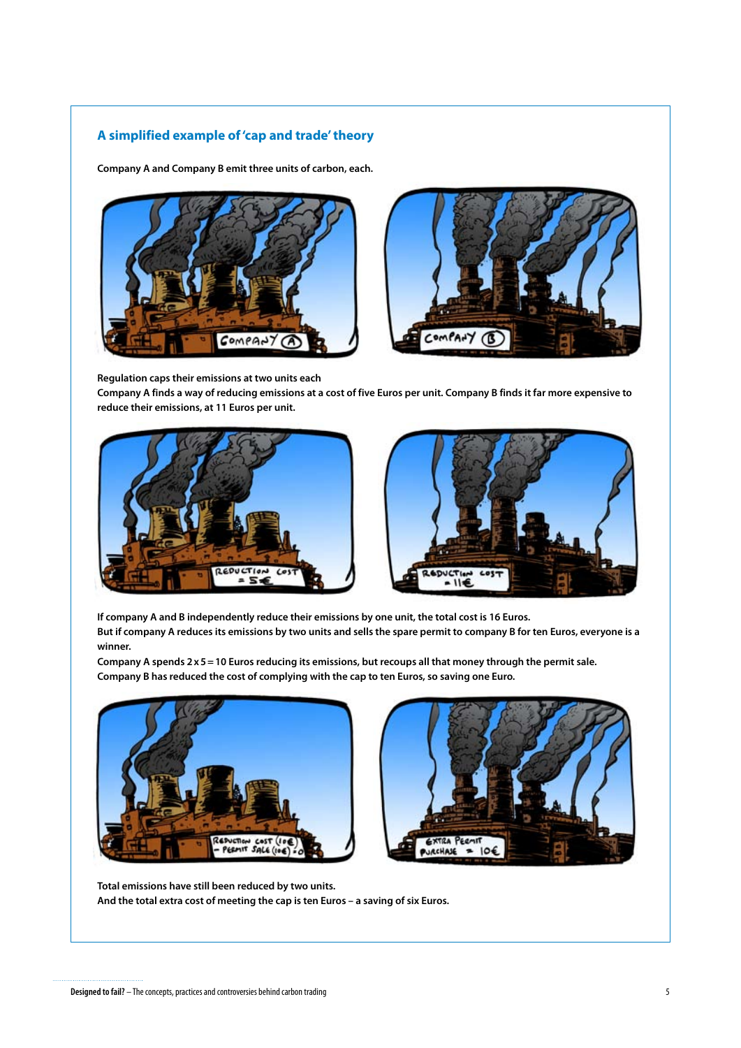## A simplified example of 'cap and trade' theory

**Company A and Company B emit three units of carbon, each.**

**Regulation caps their emissions at two units each**

**Company A finds a way of reducing emissions at a cost of five Euros per unit. Company B finds it far more expensive to reduce their emissions, at 11 Euros per unit.**

**If company A and B independently reduce their emissions by one unit, the total cost is 16 Euros.**

**But if company A reduces its emissions by two units and sells the spare permit to company B for ten Euros, everyone is a winner.**

**Company A spends 2 x 5 = 10 Euros reducing its emissions, but recoups all that money through the permit sale.**

**Company B has reduced the cost of complying with the cap to ten Euros, so saving one Euro.**

**Total emissions have still been reduced by two units.**

**And the total extra cost of meeting the cap is ten Euros – a saving of six Euros.**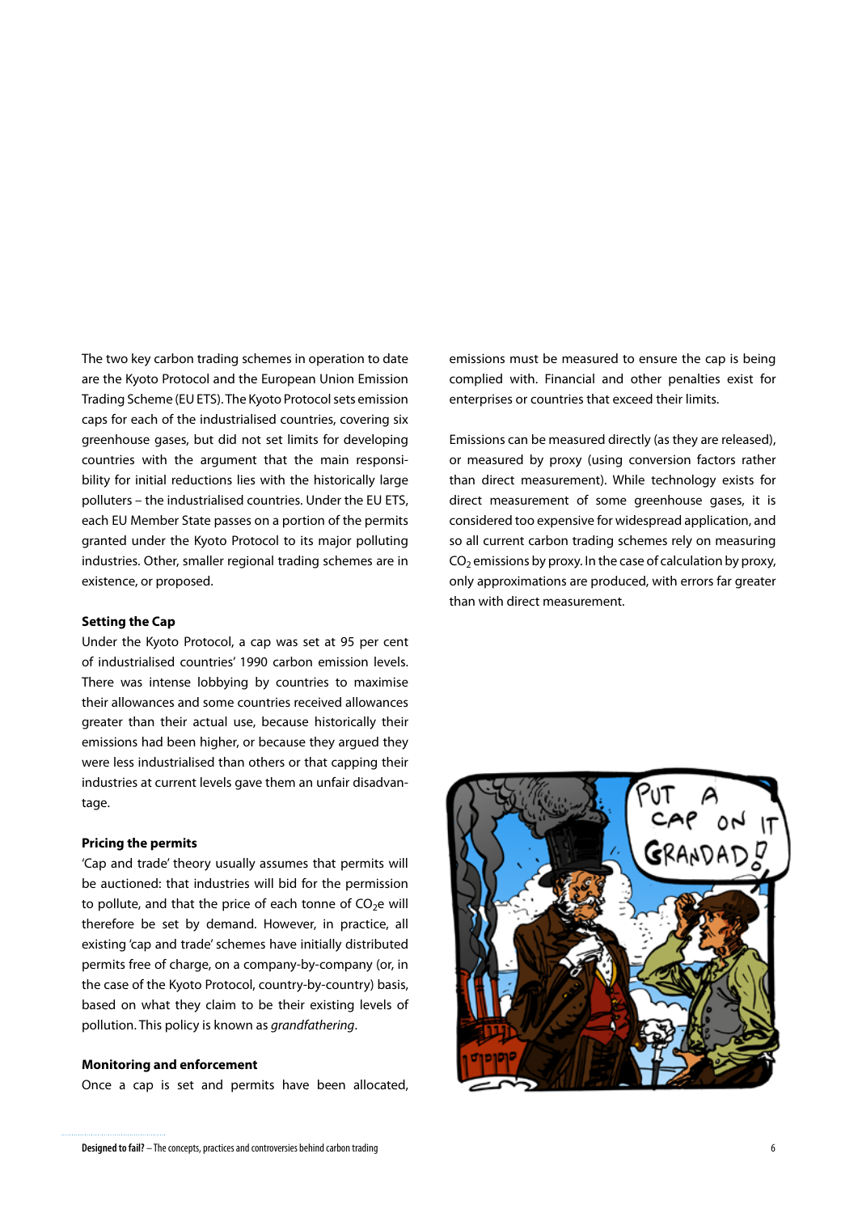The two key carbon trading schemes in operation to date are the Kyoto Protocol and the European Union Emission Trading Scheme (EU ETS). The Kyoto Protocol sets emission caps for each of the industrialised countries, covering six greenhouse gases, but did not set limits for developing countries with the argument that the main responsibility for initial reductions lies with the historically large polluters – the industrialised countries. Under the EU ETS, each EU Member State passes on a portion of the permits granted under the Kyoto Protocol to its major polluting industries. Other, smaller regional trading schemes are in existence, or proposed.

**Setting the Cap**

Under the Kyoto Protocol, a cap was set at 95 per cent of industrialised countries' 1990 carbon emission levels. There was intense lobbying by countries to maximise their allowances and some countries received allowances greater than their actual use, because historically their emissions had been higher, or because they argued they were less industrialised than others or that capping their industries at current levels gave them an unfair disadvantage.

**Pricing the permits**

'Cap and trade' theory usually assumes that permits will be auctioned: that industries will bid for the permission to pollute, and that the price of each tonne of $CO_2e$ will therefore be set by demand. However, in practice, all existing 'cap and trade' schemes have initially distributed permits free of charge, on a company-by-company (or, in the case of the Kyoto Protocol, country-by-country) basis, based on what they claim to be their existing levels of pollution. This policy is known as *grandfathering*.

**Monitoring and enforcement**

Once a cap is set and permits have been allocated, emissions must be measured to ensure the cap is being complied with. Financial and other penalties exist for enterprises or countries that exceed their limits.

Emissions can be measured directly (as they are released), or measured by proxy (using conversion factors rather than direct measurement). While technology exists for direct measurement of some greenhouse gases, it is considered too expensive for widespread application, and so all current carbon trading schemes rely on measuring $CO_2$ emissions by proxy. In the case of calculation by proxy, only approximations are produced, with errors far greater than with direct measurement.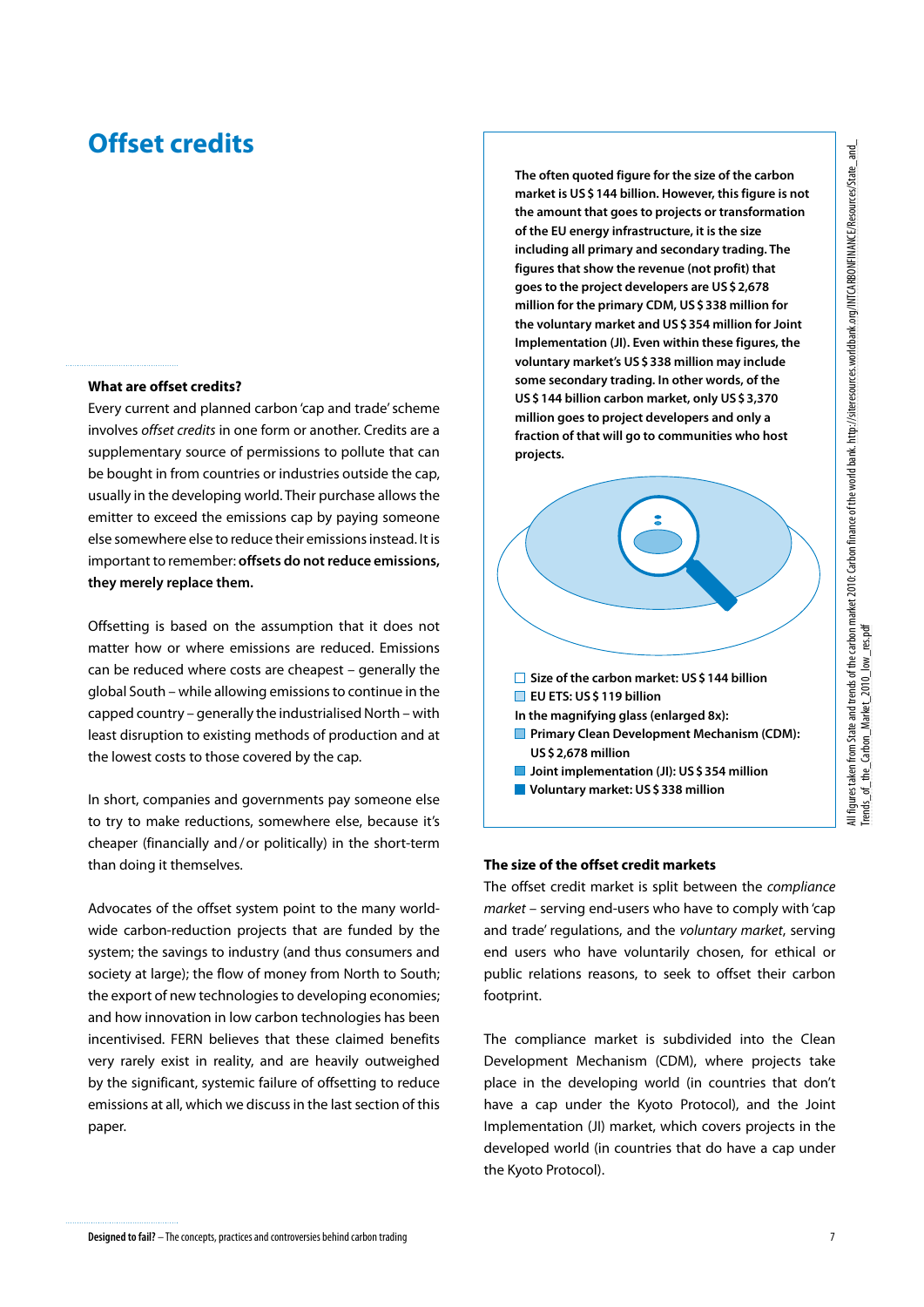# Offset credits

### What are offset credits?

Every current and planned carbon 'cap and trade' scheme involves *offset credits* in one form or another. Credits are a supplementary source of permissions to pollute that can be bought in from countries or industries outside the cap, usually in the developing world. Their purchase allows the emitter to exceed the emissions cap by paying someone else somewhere else to reduce their emissions instead. It is important to remember: **offsets do not reduce emissions, they merely replace them.**

Offsetting is based on the assumption that it does not matter how or where emissions are reduced. Emissions can be reduced where costs are cheapest – generally the global South – while allowing emissions to continue in the capped country – generally the industrialised North – with least disruption to existing methods of production and at the lowest costs to those covered by the cap.

In short, companies and governments pay someone else to try to make reductions, somewhere else, because it's cheaper (financially and / or politically) in the short-term than doing it themselves.

Advocates of the offset system point to the many world-wide carbon-reduction projects that are funded by the system; the savings to industry (and thus consumers and society at large); the flow of money from North to South; the export of new technologies to developing economies; and how innovation in low carbon technologies has been incentivised. FERN believes that these claimed benefits very rarely exist in reality, and are heavily outweighed by the significant, systemic failure of offsetting to reduce emissions at all, which we discuss in the last section of this paper.

**The often quoted figure for the size of the carbon market is US $ 144 billion. However, this figure is not the amount that goes to projects or transformation of the EU energy infrastructure, it is the size including all primary and secondary trading. The figures that show the revenue (not profit) that goes to the project developers are US $ 2,678 million for the primary CDM, US $ 338 million for the voluntary market and US $ 354 million for Joint Implementation (JI). Even within these figures, the voluntary market's US $ 338 million may include some secondary trading. In other words, of the US $ 144 billion carbon market, only US $ 3,370 million goes to project developers and only a fraction of that will go to communities who host projects.**

- **Size of the carbon market: US $ 144 billion**
- **EU ETS: US $ 119 billion**

**In the magnifying glass (enlarged 8x):**

- **Primary Clean Development Mechanism (CDM): US $ 2,678 million**
- **Joint implementation (JI): US $ 354 million**
- **Voluntary market: US $ 338 million**

All figures taken from State and trends of the carbon market 2010: Carbon finance of the world bank. http://siteresources.worldbank.org/INTCARBONFINANCE/Resources/State_and_Trends_of_the_Carbon_Market_2010_low_res.pdf

### The size of the offset credit markets

The offset credit market is split between the *compliance market* – serving end-users who have to comply with 'cap and trade' regulations, and the *voluntary market*, serving end users who have voluntarily chosen, for ethical or public relations reasons, to seek to offset their carbon footprint.

The compliance market is subdivided into the Clean Development Mechanism (CDM), where projects take place in the developing world (in countries that don't have a cap under the Kyoto Protocol), and the Joint Implementation (JI) market, which covers projects in the developed world (in countries that do have a cap under the Kyoto Protocol).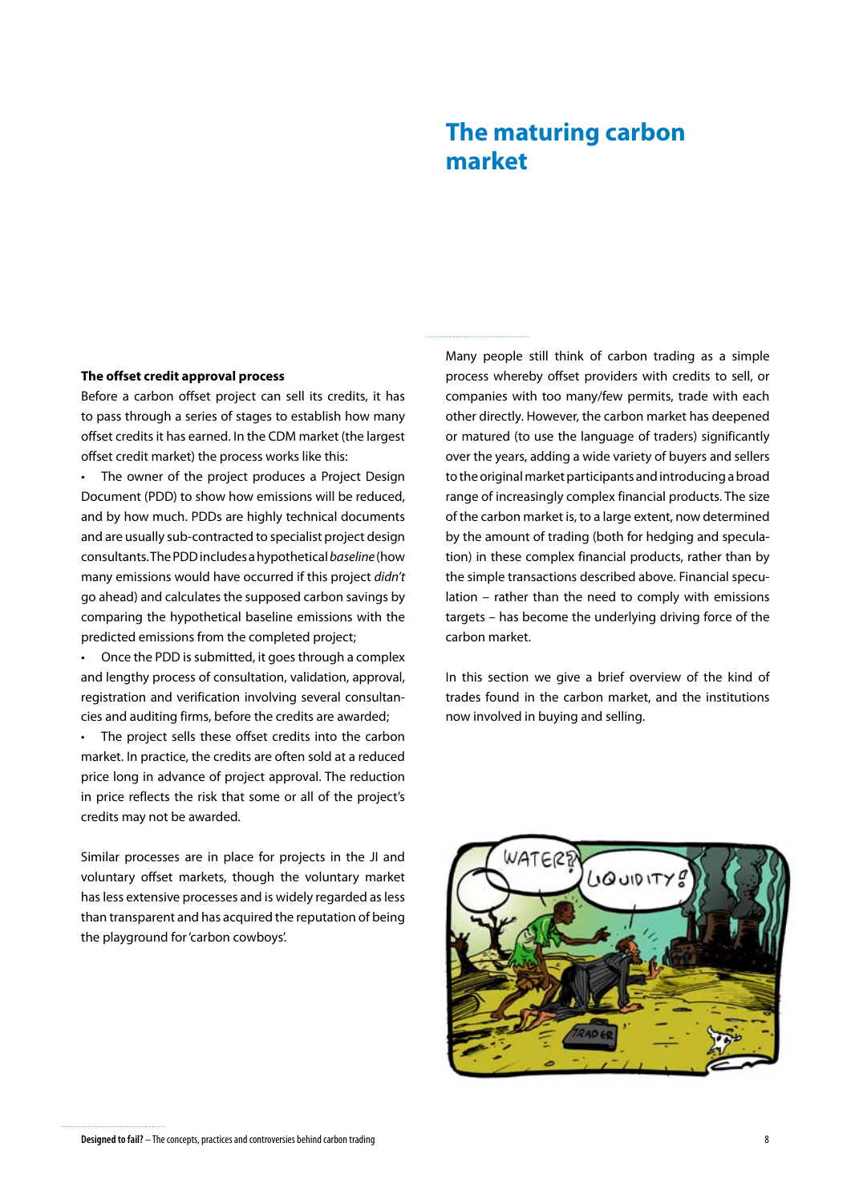# The maturing carbon market

### The offset credit approval process

Before a carbon offset project can sell its credits, it has to pass through a series of stages to establish how many offset credits it has earned. In the CDM market (the largest offset credit market) the process works like this:

- The owner of the project produces a Project Design Document (PDD) to show how emissions will be reduced, and by how much. PDDs are highly technical documents and are usually sub-contracted to specialist project design consultants. The PDD includes a hypothetical *baseline* (how many emissions would have occurred if this project *didn't* go ahead) and calculates the supposed carbon savings by comparing the hypothetical baseline emissions with the predicted emissions from the completed project;
- Once the PDD is submitted, it goes through a complex and lengthy process of consultation, validation, approval, registration and verification involving several consultancies and auditing firms, before the credits are awarded;
- The project sells these offset credits into the carbon market. In practice, the credits are often sold at a reduced price long in advance of project approval. The reduction in price reflects the risk that some or all of the project's credits may not be awarded.

Similar processes are in place for projects in the JI and voluntary offset markets, though the voluntary market has less extensive processes and is widely regarded as less than transparent and has acquired the reputation of being the playground for 'carbon cowboys'.

Many people still think of carbon trading as a simple process whereby offset providers with credits to sell, or companies with too many/few permits, trade with each other directly. However, the carbon market has deepened or matured (to use the language of traders) significantly over the years, adding a wide variety of buyers and sellers to the original market participants and introducing a broad range of increasingly complex financial products. The size of the carbon market is, to a large extent, now determined by the amount of trading (both for hedging and speculation) in these complex financial products, rather than by the simple transactions described above. Financial speculation – rather than the need to comply with emissions targets – has become the underlying driving force of the carbon market.

In this section we give a brief overview of the kind of trades found in the carbon market, and the institutions now involved in buying and selling.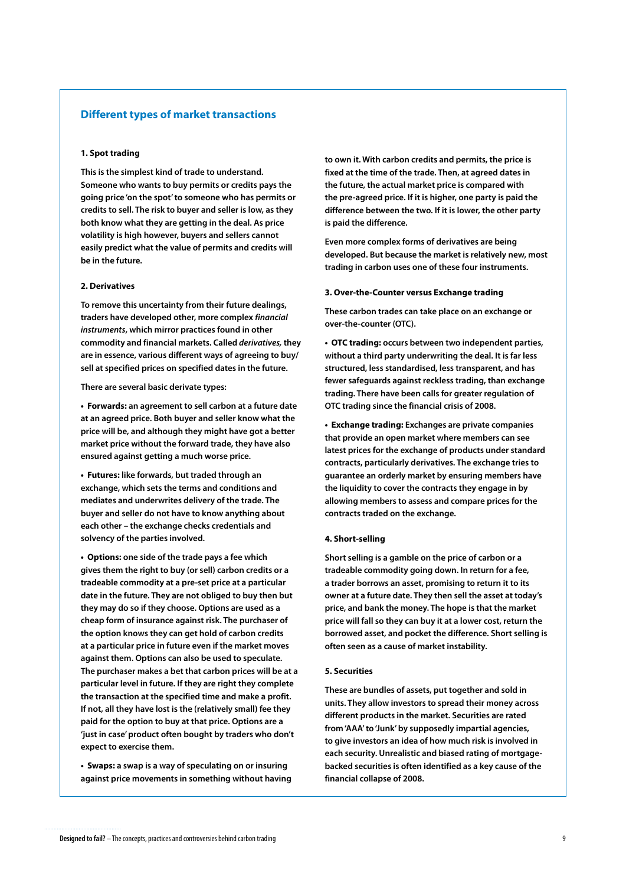## Different types of market transactions

**1. Spot trading**

**This is the simplest kind of trade to understand. Someone who wants to buy permits or credits pays the going price 'on the spot' to someone who has permits or credits to sell. The risk to buyer and seller is low, as they both know what they are getting in the deal. As price volatility is high however, buyers and sellers cannot easily predict what the value of permits and credits will be in the future.**

**2. Derivatives**

**To remove this uncertainty from their future dealings, traders have developed other, more complex *financial instruments*, which mirror practices found in other commodity and financial markets. Called *derivatives,* they are in essence, various different ways of agreeing to buy/sell at specified prices on specified dates in the future.**

**There are several basic derivate types:**

- **Forwards: an agreement to sell carbon at a future date at an agreed price. Both buyer and seller know what the price will be, and although they might have got a better market price without the forward trade, they have also ensured against getting a much worse price.**

- **Futures: like forwards, but traded through an exchange, which sets the terms and conditions and mediates and underwrites delivery of the trade. The buyer and seller do not have to know anything about each other – the exchange checks credentials and solvency of the parties involved.**

- **Options: one side of the trade pays a fee which gives them the right to buy (or sell) carbon credits or a tradeable commodity at a pre-set price at a particular date in the future. They are not obliged to buy then but they may do so if they choose. Options are used as a cheap form of insurance against risk. The purchaser of the option knows they can get hold of carbon credits at a particular price in future even if the market moves against them. Options can also be used to speculate. The purchaser makes a bet that carbon prices will be at a particular level in future. If they are right they complete the transaction at the specified time and make a profit. If not, all they have lost is the (relatively small) fee they paid for the option to buy at that price. Options are a 'just in case' product often bought by traders who don't expect to exercise them.**

- **Swaps: a swap is a way of speculating on or insuring against price movements in something without having to own it. With carbon credits and permits, the price is fixed at the time of the trade. Then, at agreed dates in the future, the actual market price is compared with the pre-agreed price. If it is higher, one party is paid the difference between the two. If it is lower, the other party is paid the difference.**

**Even more complex forms of derivatives are being developed. But because the market is relatively new, most trading in carbon uses one of these four instruments.**

**3. Over-the-Counter versus Exchange trading**

**These carbon trades can take place on an exchange or over-the-counter (OTC).**

- **OTC trading: occurs between two independent parties, without a third party underwriting the deal. It is far less structured, less standardised, less transparent, and has fewer safeguards against reckless trading, than exchange trading. There have been calls for greater regulation of OTC trading since the financial crisis of 2008.**

- **Exchange trading: Exchanges are private companies that provide an open market where members can see latest prices for the exchange of products under standard contracts, particularly derivatives. The exchange tries to guarantee an orderly market by ensuring members have the liquidity to cover the contracts they engage in by allowing members to assess and compare prices for the contracts traded on the exchange.**

**4. Short-selling**

**Short selling is a gamble on the price of carbon or a tradeable commodity going down. In return for a fee, a trader borrows an asset, promising to return it to its owner at a future date. They then sell the asset at today's price, and bank the money. The hope is that the market price will fall so they can buy it at a lower cost, return the borrowed asset, and pocket the difference. Short selling is often seen as a cause of market instability.**

**5. Securities**

**These are bundles of assets, put together and sold in units. They allow investors to spread their money across different products in the market. Securities are rated from 'AAA' to 'Junk' by supposedly impartial agencies, to give investors an idea of how much risk is involved in each security. Unrealistic and biased rating of mortgage-backed securities is often identified as a key cause of the financial collapse of 2008.**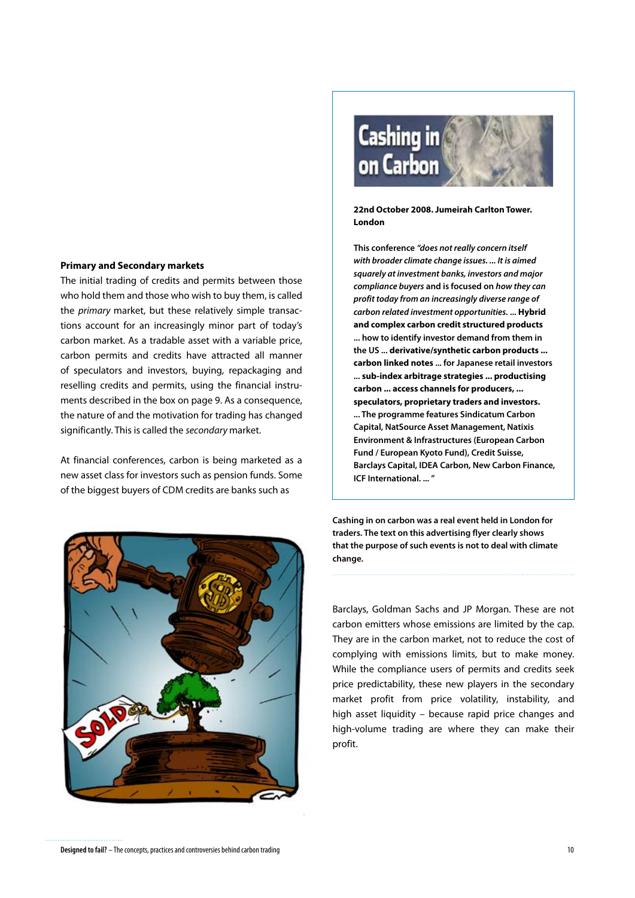### Primary and Secondary markets

The initial trading of credits and permits between those who hold them and those who wish to buy them, is called the *primary* market, but these relatively simple transactions account for an increasingly minor part of today's carbon market. As a tradable asset with a variable price, carbon permits and credits have attracted all manner of speculators and investors, buying, repackaging and reselling credits and permits, using the financial instruments described in the box on page 9. As a consequence, the nature of and the motivation for trading has changed significantly. This is called the *secondary* market.

At financial conferences, carbon is being marketed as a new asset class for investors such as pension funds. Some of the biggest buyers of CDM credits are banks such as Barclays, Goldman Sachs and JP Morgan. These are not carbon emitters whose emissions are limited by the cap. They are in the carbon market, not to reduce the cost of complying with emissions limits, but to make money. While the compliance users of permits and credits seek price predictability, these new players in the secondary market profit from price volatility, instability, and high asset liquidity – because rapid price changes and high-volume trading are where they can make their profit.

---

**Cashing in on Carbon**

**22nd October 2008. Jumeirah Carlton Tower. London**

**This conference** ***"does not really concern itself with broader climate change issues. ... It is aimed squarely at investment banks, investors and major compliance buyers*** **and is focused on** ***how they can profit today from an increasingly diverse range of carbon related investment opportunities.*** **... Hybrid and complex carbon credit structured products ... how to identify investor demand from them in the US ... derivative/synthetic carbon products ... carbon linked notes ... for Japanese retail investors ... sub-index arbitrage strategies ... productising carbon ... access channels for producers, ... speculators, proprietary traders and investors. ... The programme features Sindicatum Carbon Capital, NatSource Asset Management, Natixis Environment & Infrastructures (European Carbon Fund / European Kyoto Fund), Credit Suisse, Barclays Capital, IDEA Carbon, New Carbon Finance, ICF International. ... "**

**Cashing in on carbon was a real event held in London for traders. The text on this advertising flyer clearly shows that the purpose of such events is not to deal with climate change.**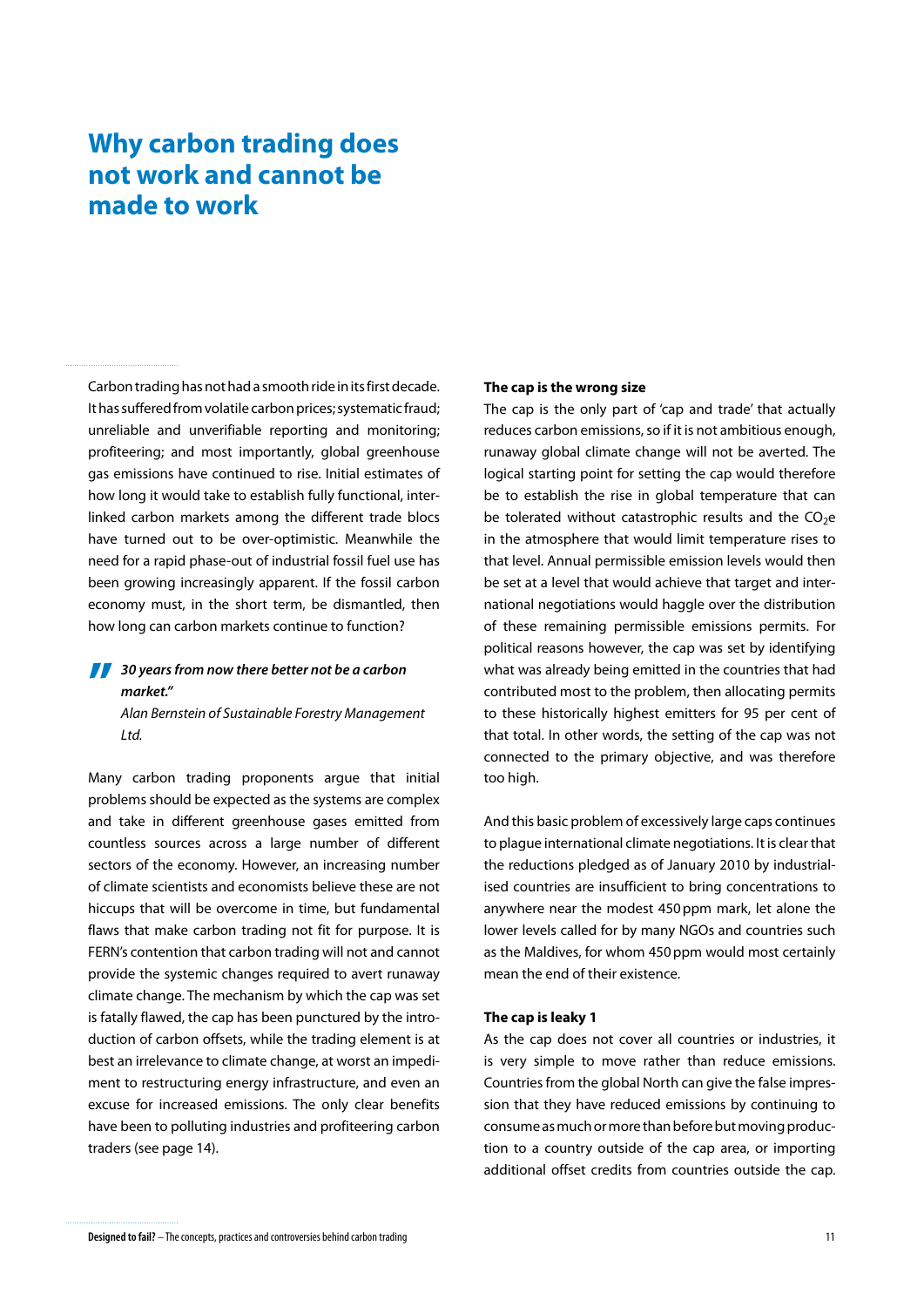# Why carbon trading does not work and cannot be made to work

Carbon trading has not had a smooth ride in its first decade. It has suffered from volatile carbon prices; systematic fraud; unreliable and unverifiable reporting and monitoring; profiteering; and most importantly, global greenhouse gas emissions have continued to rise. Initial estimates of how long it would take to establish fully functional, inter-linked carbon markets among the different trade blocs have turned out to be over-optimistic. Meanwhile the need for a rapid phase-out of industrial fossil fuel use has been growing increasingly apparent. If the fossil carbon economy must, in the short term, be dismantled, then how long can carbon markets continue to function?

> ***30 years from now there better not be a carbon market."***
>
> *Alan Bernstein of Sustainable Forestry Management Ltd.*

Many carbon trading proponents argue that initial problems should be expected as the systems are complex and take in different greenhouse gases emitted from countless sources across a large number of different sectors of the economy. However, an increasing number of climate scientists and economists believe these are not hiccups that will be overcome in time, but fundamental flaws that make carbon trading not fit for purpose. It is FERN's contention that carbon trading will not and cannot provide the systemic changes required to avert runaway climate change. The mechanism by which the cap was set is fatally flawed, the cap has been punctured by the introduction of carbon offsets, while the trading element is at best an irrelevance to climate change, at worst an impediment to restructuring energy infrastructure, and even an excuse for increased emissions. The only clear benefits have been to polluting industries and profiteering carbon traders (see page 14).

**The cap is the wrong size**

The cap is the only part of 'cap and trade' that actually reduces carbon emissions, so if it is not ambitious enough, runaway global climate change will not be averted. The logical starting point for setting the cap would therefore be to establish the rise in global temperature that can be tolerated without catastrophic results and the $CO_2$e in the atmosphere that would limit temperature rises to that level. Annual permissible emission levels would then be set at a level that would achieve that target and international negotiations would haggle over the distribution of these remaining permissible emissions permits. For political reasons however, the cap was set by identifying what was already being emitted in the countries that had contributed most to the problem, then allocating permits to these historically highest emitters for 95 per cent of that total. In other words, the setting of the cap was not connected to the primary objective, and was therefore too high.

And this basic problem of excessively large caps continues to plague international climate negotiations. It is clear that the reductions pledged as of January 2010 by industrialised countries are insufficient to bring concentrations to anywhere near the modest 450 ppm mark, let alone the lower levels called for by many NGOs and countries such as the Maldives, for whom 450 ppm would most certainly mean the end of their existence.

**The cap is leaky 1**

As the cap does not cover all countries or industries, it is very simple to move rather than reduce emissions. Countries from the global North can give the false impression that they have reduced emissions by continuing to consume as much or more than before but moving production to a country outside of the cap area, or importing additional offset credits from countries outside the cap.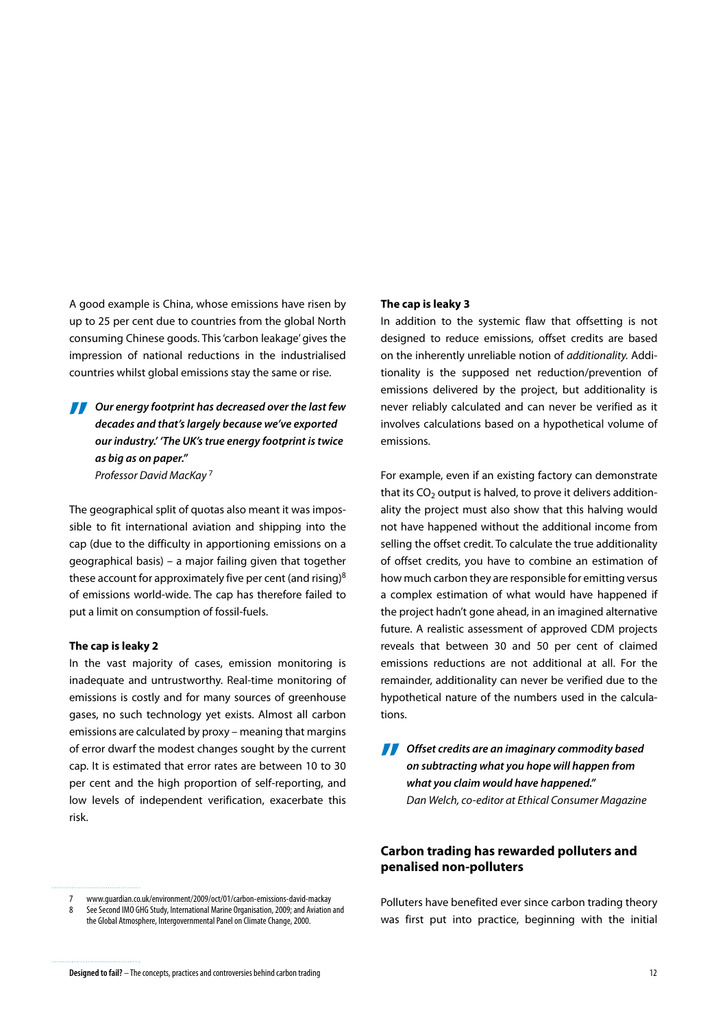A good example is China, whose emissions have risen by up to 25 per cent due to countries from the global North consuming Chinese goods. This 'carbon leakage' gives the impression of national reductions in the industrialised countries whilst global emissions stay the same or rise.

> ***Our energy footprint has decreased over the last few decades and that's largely because we've exported our industry.' 'The UK's true energy footprint is twice as big as on paper."***
> *Professor David MacKay* [7]

The geographical split of quotas also meant it was impossible to fit international aviation and shipping into the cap (due to the difficulty in apportioning emissions on a geographical basis) – a major failing given that together these account for approximately five per cent (and rising)[8] of emissions world-wide. The cap has therefore failed to put a limit on consumption of fossil-fuels.

**The cap is leaky 2**

In the vast majority of cases, emission monitoring is inadequate and untrustworthy. Real-time monitoring of emissions is costly and for many sources of greenhouse gases, no such technology yet exists. Almost all carbon emissions are calculated by proxy – meaning that margins of error dwarf the modest changes sought by the current cap. It is estimated that error rates are between 10 to 30 per cent and the high proportion of self-reporting, and low levels of independent verification, exacerbate this risk.

**The cap is leaky 3**

In addition to the systemic flaw that offsetting is not designed to reduce emissions, offset credits are based on the inherently unreliable notion of *additionality*. Additionality is the supposed net reduction/prevention of emissions delivered by the project, but additionality is never reliably calculated and can never be verified as it involves calculations based on a hypothetical volume of emissions.

For example, even if an existing factory can demonstrate that its $CO_2$ output is halved, to prove it delivers additionality the project must also show that this halving would not have happened without the additional income from selling the offset credit. To calculate the true additionality of offset credits, you have to combine an estimation of how much carbon they are responsible for emitting versus a complex estimation of what would have happened if the project hadn't gone ahead, in an imagined alternative future. A realistic assessment of approved CDM projects reveals that between 30 and 50 per cent of claimed emissions reductions are not additional at all. For the remainder, additionality can never be verified due to the hypothetical nature of the numbers used in the calculations.

> ***Offset credits are an imaginary commodity based on subtracting what you hope will happen from what you claim would have happened."***
> *Dan Welch, co-editor at Ethical Consumer Magazine*

## Carbon trading has rewarded polluters and penalised non-polluters

Polluters have benefited ever since carbon trading theory was first put into practice, beginning with the initial

---

7 www.guardian.co.uk/environment/2009/oct/01/carbon-emissions-david-mackay
8 See Second IMO GHG Study, International Marine Organisation, 2009; and Aviation and the Global Atmosphere, Intergovernmental Panel on Climate Change, 2000.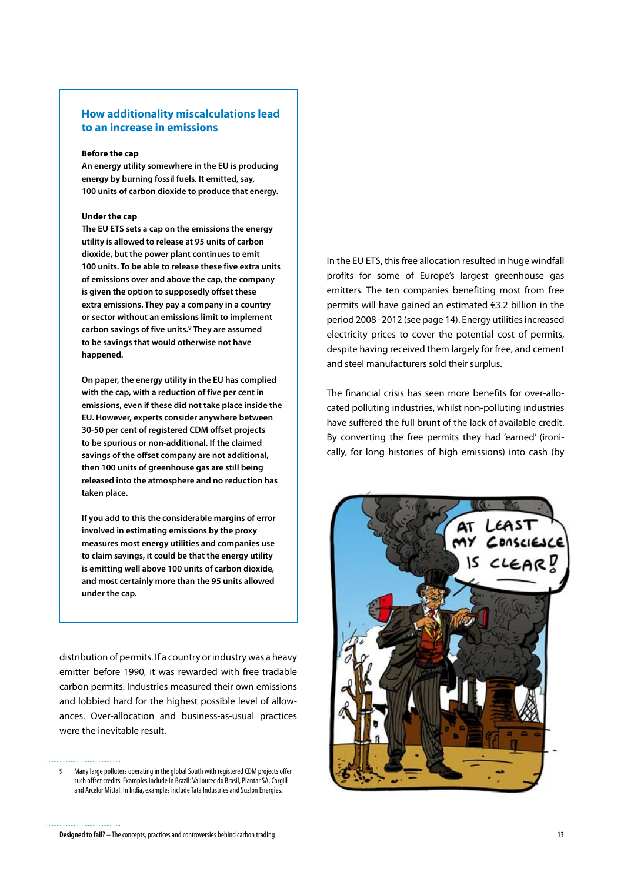## How additionality miscalculations lead to an increase in emissions

**Before the cap**
**An energy utility somewhere in the EU is producing energy by burning fossil fuels. It emitted, say, 100 units of carbon dioxide to produce that energy.**

**Under the cap**
**The EU ETS sets a cap on the emissions the energy utility is allowed to release at 95 units of carbon dioxide, but the power plant continues to emit 100 units. To be able to release these five extra units of emissions over and above the cap, the company is given the option to supposedly offset these extra emissions. They pay a company in a country or sector without an emissions limit to implement carbon savings of five units.[9] They are assumed to be savings that would otherwise not have happened.**

**On paper, the energy utility in the EU has complied with the cap, with a reduction of five per cent in emissions, even if these did not take place inside the EU. However, experts consider anywhere between 30-50 per cent of registered CDM offset projects to be spurious or non-additional. If the claimed savings of the offset company are not additional, then 100 units of greenhouse gas are still being released into the atmosphere and no reduction has taken place.**

**If you add to this the considerable margins of error involved in estimating emissions by the proxy measures most energy utilities and companies use to claim savings, it could be that the energy utility is emitting well above 100 units of carbon dioxide, and most certainly more than the 95 units allowed under the cap.**

distribution of permits. If a country or industry was a heavy emitter before 1990, it was rewarded with free tradable carbon permits. Industries measured their own emissions and lobbied hard for the highest possible level of allowances. Over-allocation and business-as-usual practices were the inevitable result.

In the EU ETS, this free allocation resulted in huge windfall profits for some of Europe's largest greenhouse gas emitters. The ten companies benefiting most from free permits will have gained an estimated €3.2 billion in the period 2008-2012 (see page 14). Energy utilities increased electricity prices to cover the potential cost of permits, despite having received them largely for free, and cement and steel manufacturers sold their surplus.

The financial crisis has seen more benefits for over-allocated polluting industries, whilst non-polluting industries have suffered the full brunt of the lack of available credit. By converting the free permits they had 'earned' (ironically, for long histories of high emissions) into cash (by

9 Many large polluters operating in the global South with registered CDM projects offer such offset credits. Examples include in Brazil: Vallourec do Brasil, Plantar SA, Cargill and Arcelor Mittal. In India, examples include Tata Industries and Suzlon Energies.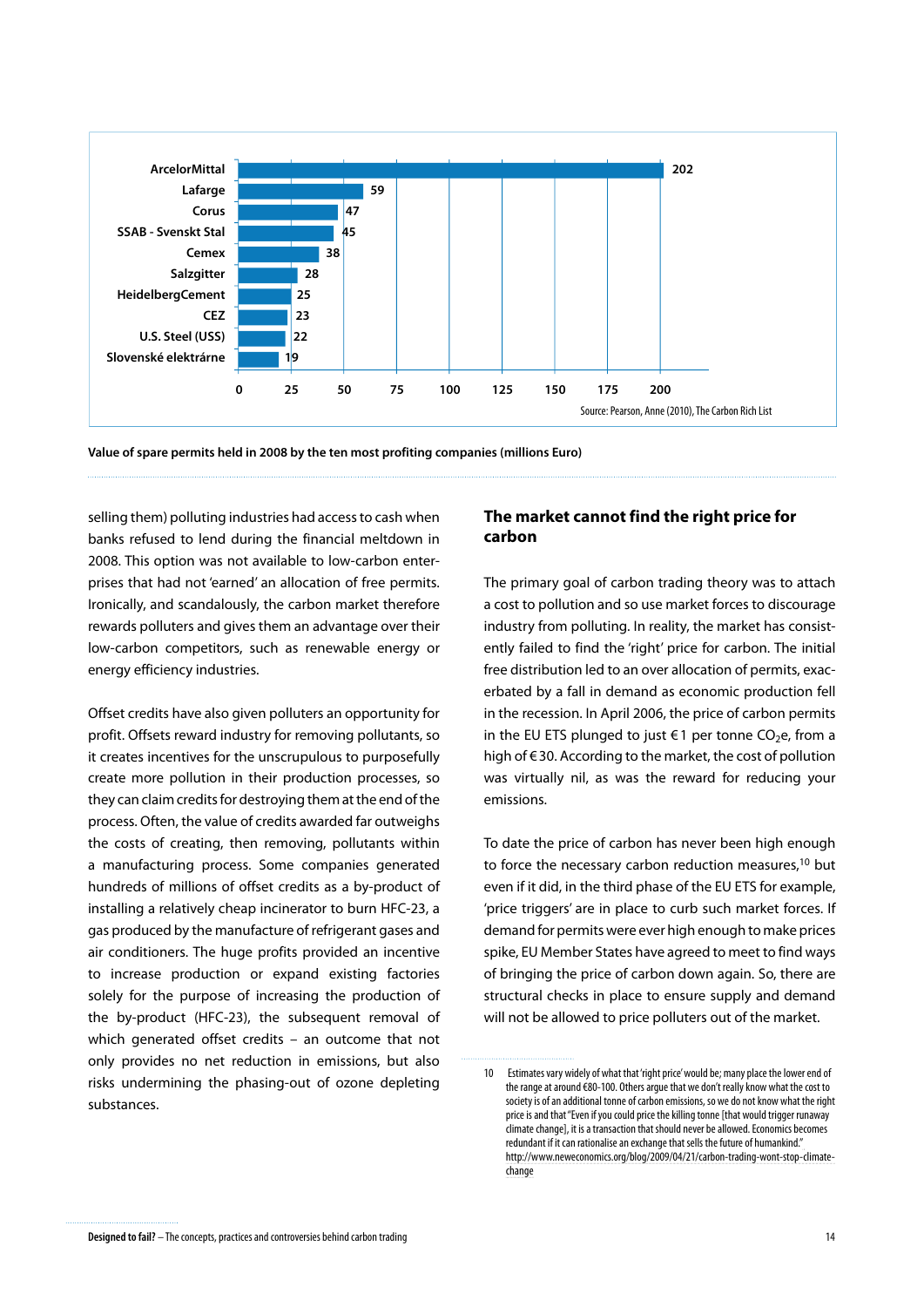| Company | Value (millions Euro) |
|---|---|
| ArcelorMittal | 202 |
| Lafarge | 59 |
| Corus | 47 |
| SSAB - Svenskt Stal | 45 |
| Cemex | 38 |
| Salzgitter | 28 |
| HeidelbergCement | 25 |
| CEZ | 23 |
| U.S. Steel (USS) | 22 |
| Slovenské elektrárne | 19 |

Source: Pearson, Anne (2010), The Carbon Rich List

**Value of spare permits held in 2008 by the ten most profiting companies (millions Euro)**

selling them) polluting industries had access to cash when banks refused to lend during the financial meltdown in 2008. This option was not available to low-carbon enterprises that had not 'earned' an allocation of free permits. Ironically, and scandalously, the carbon market therefore rewards polluters and gives them an advantage over their low-carbon competitors, such as renewable energy or energy efficiency industries.

Offset credits have also given polluters an opportunity for profit. Offsets reward industry for removing pollutants, so it creates incentives for the unscrupulous to purposefully create more pollution in their production processes, so they can claim credits for destroying them at the end of the process. Often, the value of credits awarded far outweighs the costs of creating, then removing, pollutants within a manufacturing process. Some companies generated hundreds of millions of offset credits as a by-product of installing a relatively cheap incinerator to burn HFC-23, a gas produced by the manufacture of refrigerant gases and air conditioners. The huge profits provided an incentive to increase production or expand existing factories solely for the purpose of increasing the production of the by-product (HFC-23), the subsequent removal of which generated offset credits – an outcome that not only provides no net reduction in emissions, but also risks undermining the phasing-out of ozone depleting substances.

## The market cannot find the right price for carbon

The primary goal of carbon trading theory was to attach a cost to pollution and so use market forces to discourage industry from polluting. In reality, the market has consistently failed to find the 'right' price for carbon. The initial free distribution led to an over allocation of permits, exacerbated by a fall in demand as economic production fell in the recession. In April 2006, the price of carbon permits in the EU ETS plunged to just €1 per tonne $CO_2$e, from a high of €30. According to the market, the cost of pollution was virtually nil, as was the reward for reducing your emissions.

To date the price of carbon has never been high enough to force the necessary carbon reduction measures,[10] but even if it did, in the third phase of the EU ETS for example, 'price triggers' are in place to curb such market forces. If demand for permits were ever high enough to make prices spike, EU Member States have agreed to meet to find ways of bringing the price of carbon down again. So, there are structural checks in place to ensure supply and demand will not be allowed to price polluters out of the market.

10 Estimates vary widely of what that 'right price' would be; many place the lower end of the range at around €80-100. Others argue that we don't really know what the cost to society is of an additional tonne of carbon emissions, so we do not know what the right price is and that "Even if you could price the killing tonne [that would trigger runaway climate change], it is a transaction that should never be allowed. Economics becomes redundant if it can rationalise an exchange that sells the future of humankind." http://www.neweconomics.org/blog/2009/04/21/carbon-trading-wont-stop-climate-change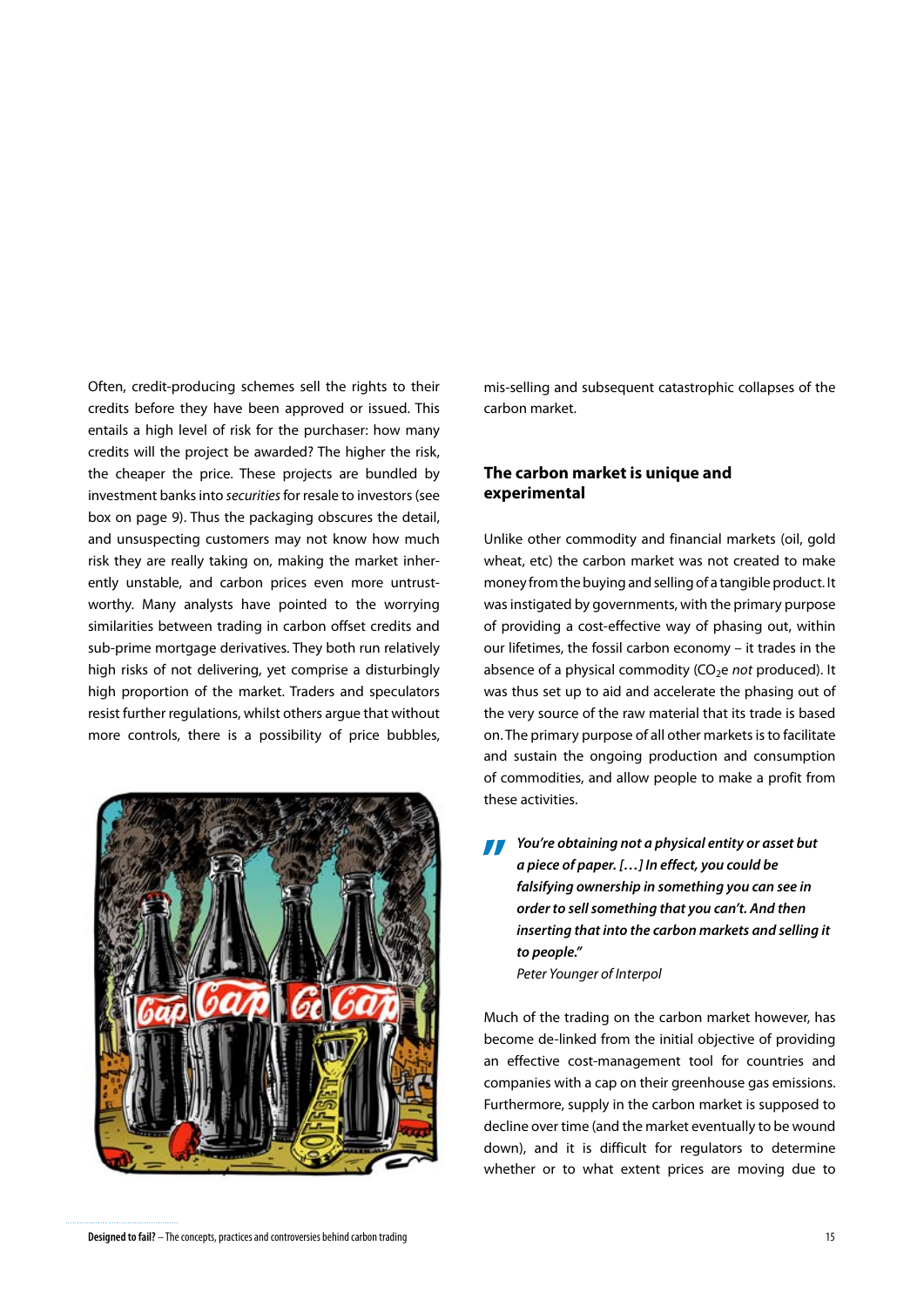Often, credit-producing schemes sell the rights to their credits before they have been approved or issued. This entails a high level of risk for the purchaser: how many credits will the project be awarded? The higher the risk, the cheaper the price. These projects are bundled by investment banks into *securities* for resale to investors (see box on page 9). Thus the packaging obscures the detail, and unsuspecting customers may not know how much risk they are really taking on, making the market inherently unstable, and carbon prices even more untrustworthy. Many analysts have pointed to the worrying similarities between trading in carbon offset credits and sub-prime mortgage derivatives. They both run relatively high risks of not delivering, yet comprise a disturbingly high proportion of the market. Traders and speculators resist further regulations, whilst others argue that without more controls, there is a possibility of price bubbles, mis-selling and subsequent catastrophic collapses of the carbon market.

## The carbon market is unique and experimental

Unlike other commodity and financial markets (oil, gold wheat, etc) the carbon market was not created to make money from the buying and selling of a tangible product. It was instigated by governments, with the primary purpose of providing a cost-effective way of phasing out, within our lifetimes, the fossil carbon economy – it trades in the absence of a physical commodity ($CO_2$e *not* produced). It was thus set up to aid and accelerate the phasing out of the very source of the raw material that its trade is based on. The primary purpose of all other markets is to facilitate and sustain the ongoing production and consumption of commodities, and allow people to make a profit from these activities.

> ***"You're obtaining not a physical entity or asset but a piece of paper. […] In effect, you could be falsifying ownership in something you can see in order to sell something that you can't. And then inserting that into the carbon markets and selling it to people."***
> *Peter Younger of Interpol*

Much of the trading on the carbon market however, has become de-linked from the initial objective of providing an effective cost-management tool for countries and companies with a cap on their greenhouse gas emissions. Furthermore, supply in the carbon market is supposed to decline over time (and the market eventually to be wound down), and it is difficult for regulators to determine whether or to what extent prices are moving due to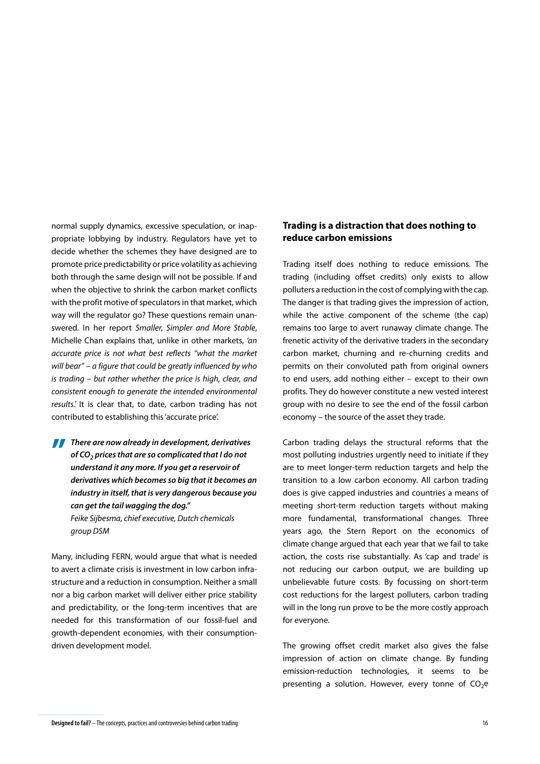normal supply dynamics, excessive speculation, or inappropriate lobbying by industry. Regulators have yet to decide whether the schemes they have designed are to promote price predictability or price volatility as achieving both through the same design will not be possible. If and when the objective to shrink the carbon market conflicts with the profit motive of speculators in that market, which way will the regulator go? These questions remain unanswered. In her report *Smaller, Simpler and More Stable*, Michelle Chan explains that, unlike in other markets, *'an accurate price is not what best reflects "what the market will bear" – a figure that could be greatly influenced by who is trading – but rather whether the price is high, clear, and consistent enough to generate the intended environmental results.'* It is clear that, to date, carbon trading has not contributed to establishing this 'accurate price'.

> ***"There are now already in development, derivatives of $CO_2$ prices that are so complicated that I do not understand it any more. If you get a reservoir of derivatives which becomes so big that it becomes an industry in itself, that is very dangerous because you can get the tail wagging the dog."***
> *Feike Sijbesma, chief executive, Dutch chemicals group DSM*

Many, including FERN, would argue that what is needed to avert a climate crisis is investment in low carbon infrastructure and a reduction in consumption. Neither a small nor a big carbon market will deliver either price stability and predictability, or the long-term incentives that are needed for this transformation of our fossil-fuel and growth-dependent economies, with their consumption-driven development model.

## Trading is a distraction that does nothing to reduce carbon emissions

Trading itself does nothing to reduce emissions. The trading (including offset credits) only exists to allow polluters a reduction in the cost of complying with the cap. The danger is that trading gives the impression of action, while the active component of the scheme (the cap) remains too large to avert runaway climate change. The frenetic activity of the derivative traders in the secondary carbon market, churning and re-churning credits and permits on their convoluted path from original owners to end users, add nothing either – except to their own profits. They do however constitute a new vested interest group with no desire to see the end of the fossil carbon economy – the source of the asset they trade.

Carbon trading delays the structural reforms that the most polluting industries urgently need to initiate if they are to meet longer-term reduction targets and help the transition to a low carbon economy. All carbon trading does is give capped industries and countries a means of meeting short-term reduction targets without making more fundamental, transformational changes. Three years ago, the Stern Report on the economics of climate change argued that each year that we fail to take action, the costs rise substantially. As 'cap and trade' is not reducing our carbon output, we are building up unbelievable future costs. By focussing on short-term cost reductions for the largest polluters, carbon trading will in the long run prove to be the more costly approach for everyone.

The growing offset credit market also gives the false impression of action on climate change. By funding emission-reduction technologies, it seems to be presenting a solution. However, every tonne of $CO_2e$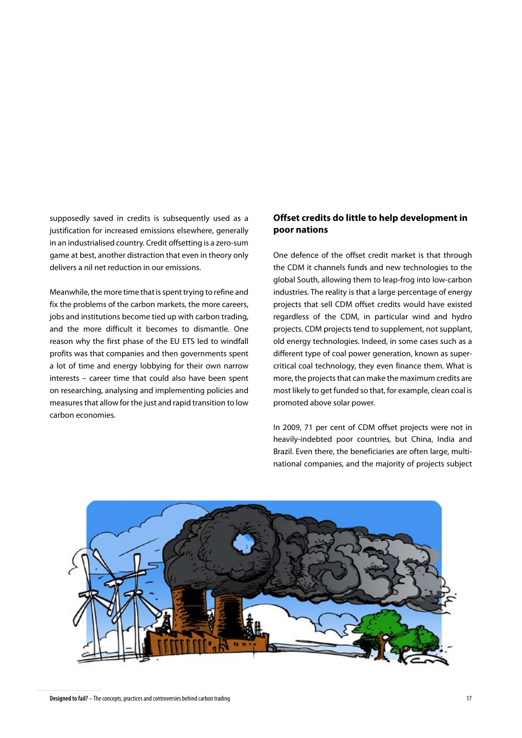supposedly saved in credits is subsequently used as a justification for increased emissions elsewhere, generally in an industrialised country. Credit offsetting is a zero-sum game at best, another distraction that even in theory only delivers a nil net reduction in our emissions.

Meanwhile, the more time that is spent trying to refine and fix the problems of the carbon markets, the more careers, jobs and institutions become tied up with carbon trading, and the more difficult it becomes to dismantle. One reason why the first phase of the EU ETS led to windfall profits was that companies and then governments spent a lot of time and energy lobbying for their own narrow interests – career time that could also have been spent on researching, analysing and implementing policies and measures that allow for the just and rapid transition to low carbon economies.

### Offset credits do little to help development in poor nations

One defence of the offset credit market is that through the CDM it channels funds and new technologies to the global South, allowing them to leap-frog into low-carbon industries. The reality is that a large percentage of energy projects that sell CDM offset credits would have existed regardless of the CDM, in particular wind and hydro projects. CDM projects tend to supplement, not supplant, old energy technologies. Indeed, in some cases such as a different type of coal power generation, known as super-critical coal technology, they even finance them. What is more, the projects that can make the maximum credits are most likely to get funded so that, for example, clean coal is promoted above solar power.

In 2009, 71 per cent of CDM offset projects were not in heavily-indebted poor countries, but China, India and Brazil. Even there, the beneficiaries are often large, multi-national companies, and the majority of projects subject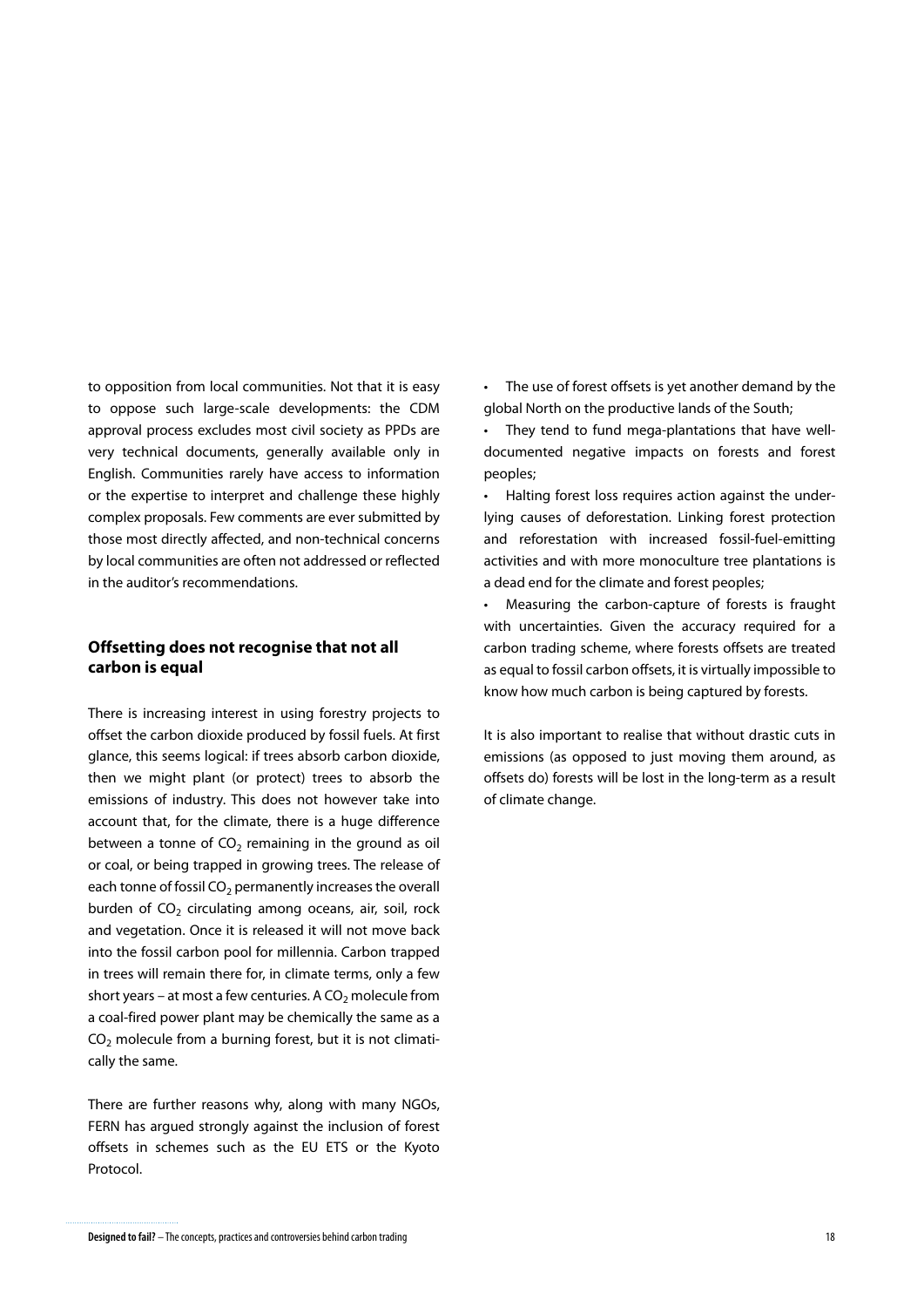to opposition from local communities. Not that it is easy to oppose such large-scale developments: the CDM approval process excludes most civil society as PPDs are very technical documents, generally available only in English. Communities rarely have access to information or the expertise to interpret and challenge these highly complex proposals. Few comments are ever submitted by those most directly affected, and non-technical concerns by local communities are often not addressed or reflected in the auditor's recommendations.

### Offsetting does not recognise that not all carbon is equal

There is increasing interest in using forestry projects to offset the carbon dioxide produced by fossil fuels. At first glance, this seems logical: if trees absorb carbon dioxide, then we might plant (or protect) trees to absorb the emissions of industry. This does not however take into account that, for the climate, there is a huge difference between a tonne of $CO_2$ remaining in the ground as oil or coal, or being trapped in growing trees. The release of each tonne of fossil $CO_2$ permanently increases the overall burden of $CO_2$ circulating among oceans, air, soil, rock and vegetation. Once it is released it will not move back into the fossil carbon pool for millennia. Carbon trapped in trees will remain there for, in climate terms, only a few short years – at most a few centuries. A $CO_2$ molecule from a coal-fired power plant may be chemically the same as a $CO_2$ molecule from a burning forest, but it is not climatically the same.

There are further reasons why, along with many NGOs, FERN has argued strongly against the inclusion of forest offsets in schemes such as the EU ETS or the Kyoto Protocol.

- The use of forest offsets is yet another demand by the global North on the productive lands of the South;
- They tend to fund mega-plantations that have well-documented negative impacts on forests and forest peoples;
- Halting forest loss requires action against the underlying causes of deforestation. Linking forest protection and reforestation with increased fossil-fuel-emitting activities and with more monoculture tree plantations is a dead end for the climate and forest peoples;
- Measuring the carbon-capture of forests is fraught with uncertainties. Given the accuracy required for a carbon trading scheme, where forests offsets are treated as equal to fossil carbon offsets, it is virtually impossible to know how much carbon is being captured by forests.

It is also important to realise that without drastic cuts in emissions (as opposed to just moving them around, as offsets do) forests will be lost in the long-term as a result of climate change.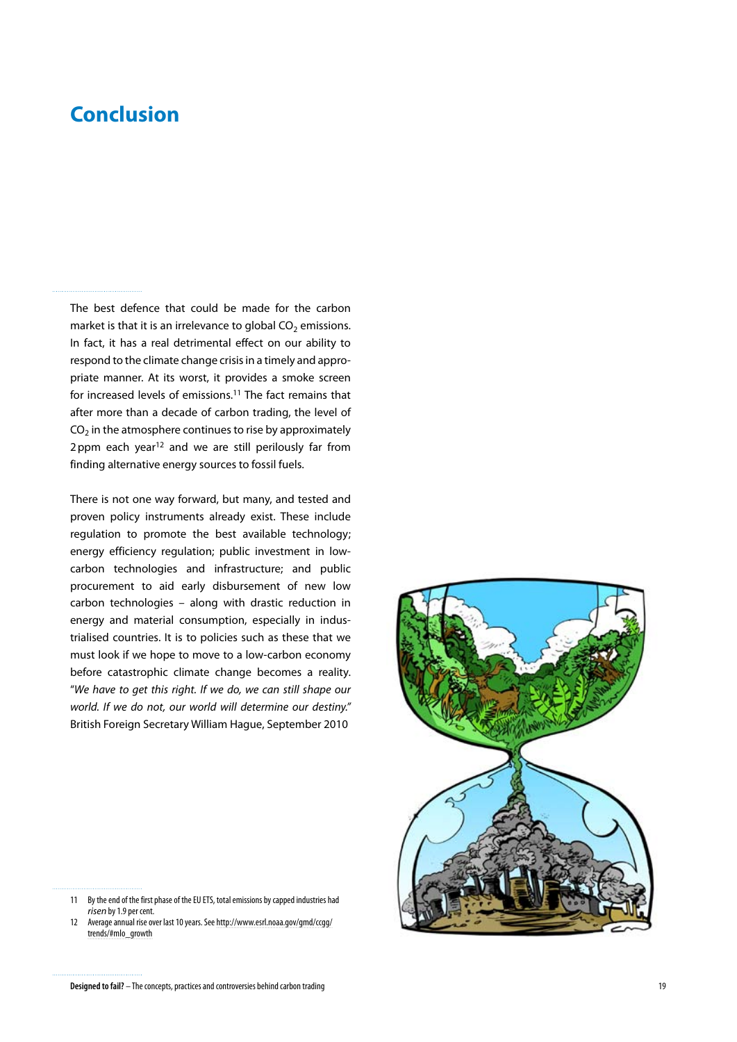# Conclusion

The best defence that could be made for the carbon market is that it is an irrelevance to global $CO_2$ emissions. In fact, it has a real detrimental effect on our ability to respond to the climate change crisis in a timely and appropriate manner. At its worst, it provides a smoke screen for increased levels of emissions.[11] The fact remains that after more than a decade of carbon trading, the level of $CO_2$ in the atmosphere continues to rise by approximately 2 ppm each year[12] and we are still perilously far from finding alternative energy sources to fossil fuels.

There is not one way forward, but many, and tested and proven policy instruments already exist. These include regulation to promote the best available technology; energy efficiency regulation; public investment in low-carbon technologies and infrastructure; and public procurement to aid early disbursement of new low carbon technologies – along with drastic reduction in energy and material consumption, especially in industrialised countries. It is to policies such as these that we must look if we hope to move to a low-carbon economy before catastrophic climate change becomes a reality. "*We have to get this right. If we do, we can still shape our world. If we do not, our world will determine our destiny.*" British Foreign Secretary William Hague, September 2010

11 By the end of the first phase of the EU ETS, total emissions by capped industries had *risen* by 1.9 per cent.

12 Average annual rise over last 10 years. See http://www.esrl.noaa.gov/gmd/ccgg/trends/#mlo_growth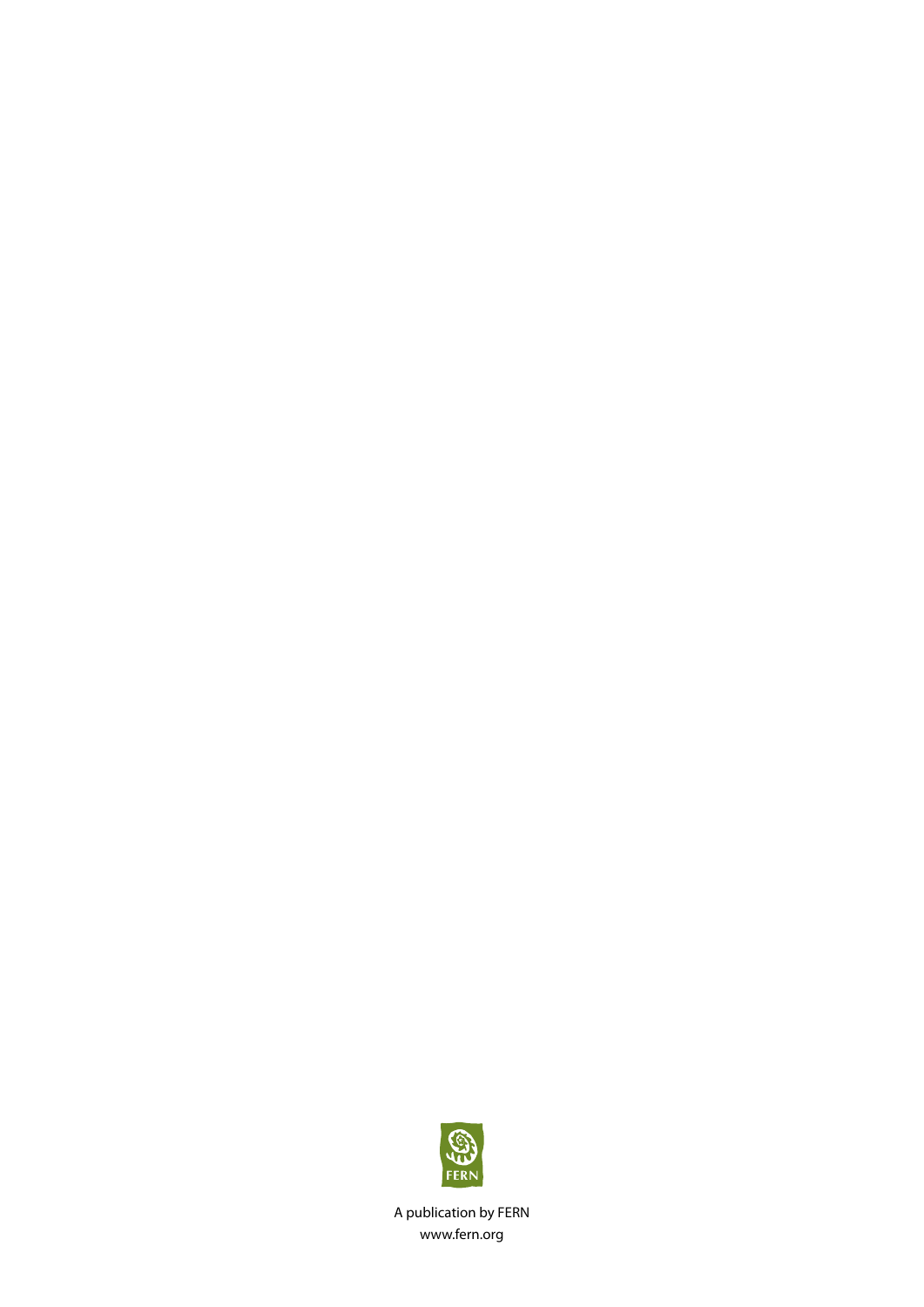A publication by FERN

www.fern.org